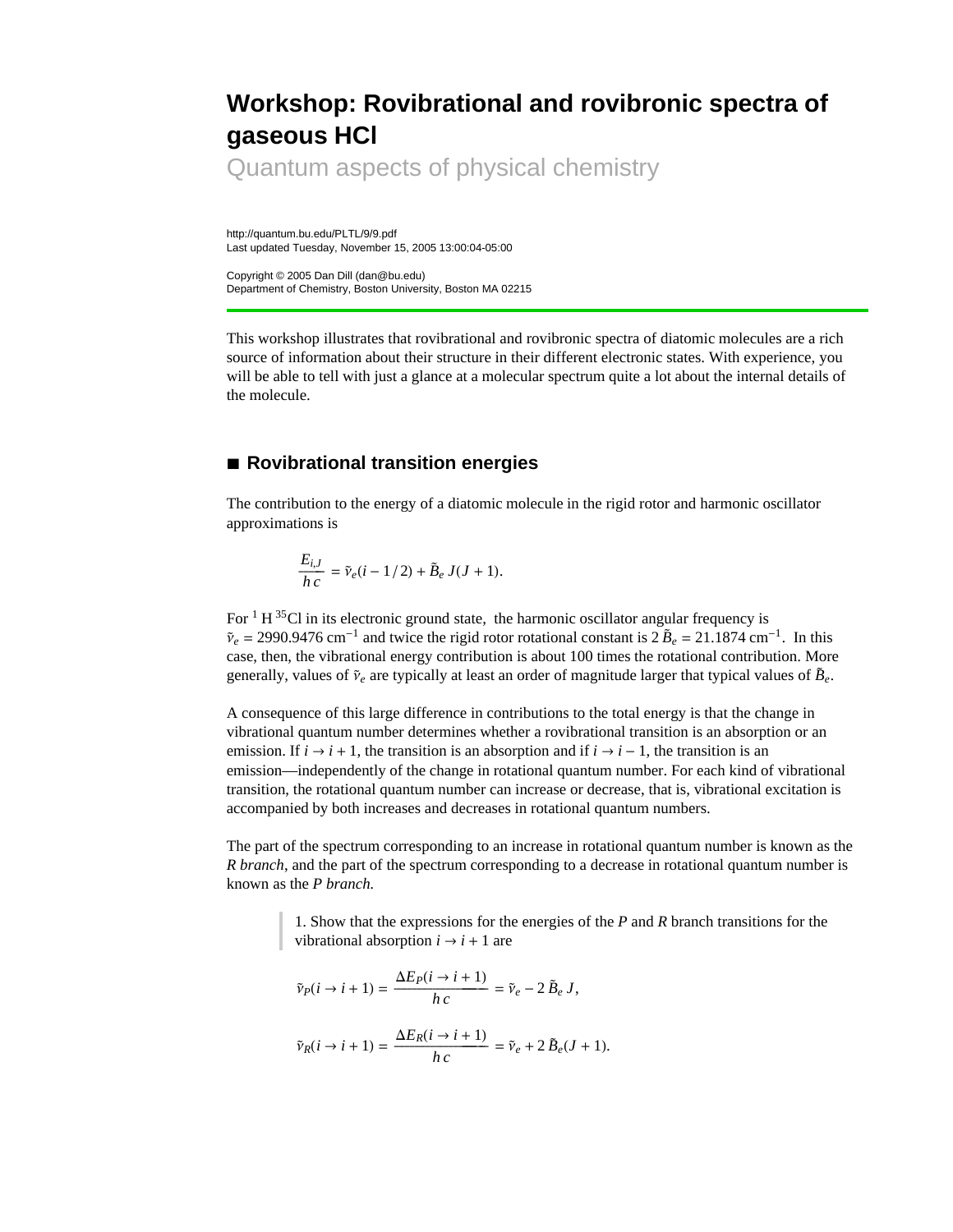# Workshop: Rovibrational and rovibronic spectra of gaseous HCl

## Quantum aspects of physical chemistry

http://quantum.bu.edu/PLTL/9/9.pdf
Last updated Tuesday, November 15, 2005 13:00:04-05:00

Copyright © 2005 Dan Dill (dan@bu.edu)
Department of Chemistry, Boston University, Boston MA 02215

---

This workshop illustrates that rovibrational and rovibronic spectra of diatomic molecules are a rich source of information about their structure in their different electronic states. With experience, you will be able to tell with just a glance at a molecular spectrum quite a lot about the internal details of the molecule.

## ■ Rovibrational transition energies

The contribution to the energy of a diatomic molecule in the rigid rotor and harmonic oscillator approximations is

$$\frac{E_{i,J}}{h\,c} = \tilde{\nu}_e (i - 1/2) + \tilde{B}_e\, J(J+1).$$

For $^{1}\text{H}\,^{35}\text{Cl}$ in its electronic ground state, the harmonic oscillator angular frequency is $\tilde{\nu}_e = 2990.9476\ \text{cm}^{-1}$ and twice the rigid rotor rotational constant is $2\,\tilde{B}_e = 21.1874\ \text{cm}^{-1}$. In this case, then, the vibrational energy contribution is about 100 times the rotational contribution. More generally, values of $\tilde{\nu}_e$ are typically at least an order of magnitude larger that typical values of $\tilde{B}_e$.

A consequence of this large difference in contributions to the total energy is that the change in vibrational quantum number determines whether a rovibrational transition is an absorption or an emission. If $i \to i+1$, the transition is an absorption and if $i \to i-1$, the transition is an emission—independently of the change in rotational quantum number. For each kind of vibrational transition, the rotational quantum number can increase or decrease, that is, vibrational excitation is accompanied by both increases and decreases in rotational quantum numbers.

The part of the spectrum corresponding to an increase in rotational quantum number is known as the *R branch*, and the part of the spectrum corresponding to a decrease in rotational quantum number is known as the *P branch.*

> 1. Show that the expressions for the energies of the *P* and *R* branch transitions for the vibrational absorption $i \to i+1$ are
>
> $$\tilde{\nu}_P(i \to i+1) = \frac{\Delta E_P(i \to i+1)}{h\,c} = \tilde{\nu}_e - 2\,\tilde{B}_e\,J,$$
>
> $$\tilde{\nu}_R(i \to i+1) = \frac{\Delta E_R(i \to i+1)}{h\,c} = \tilde{\nu}_e + 2\,\tilde{B}_e(J+1).$$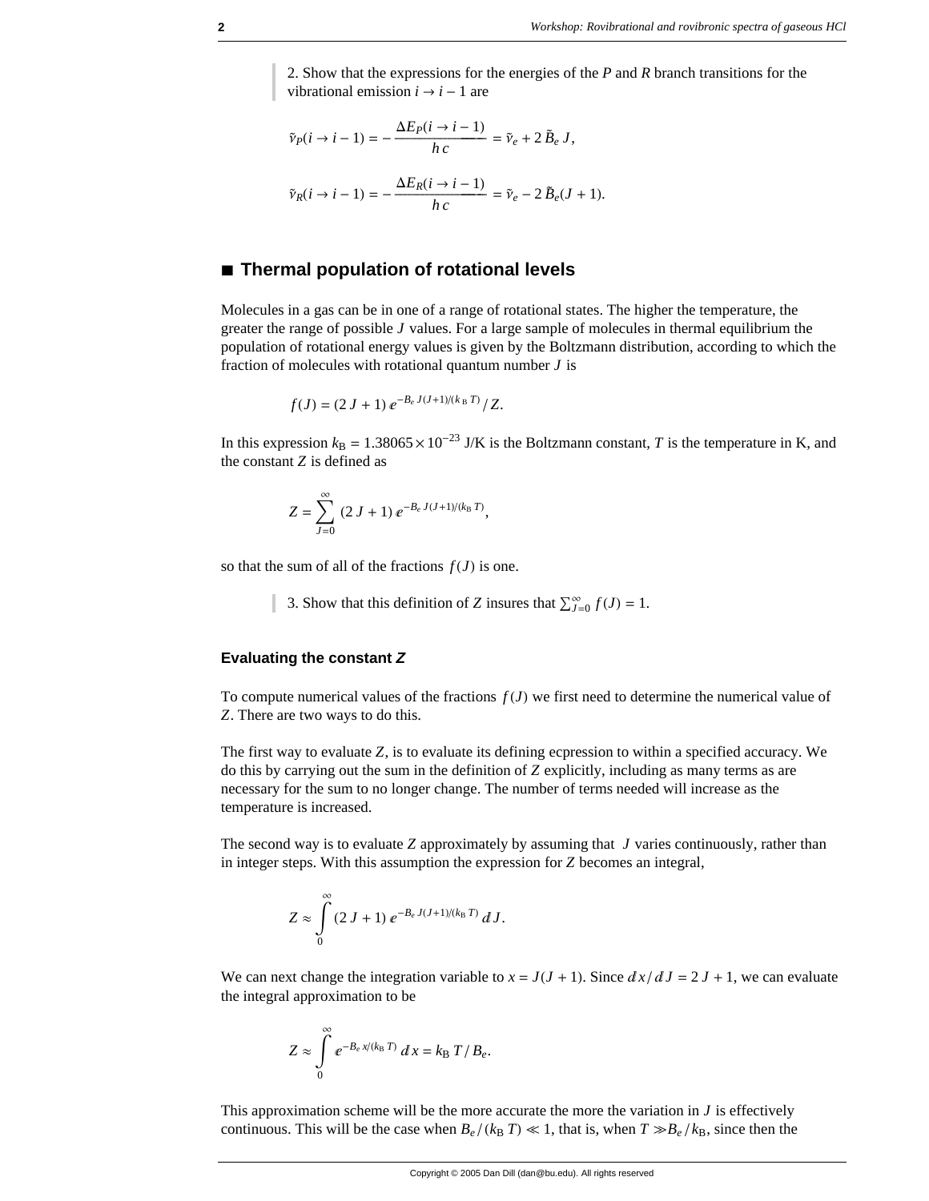2. Show that the expressions for the energies of the *P* and *R* branch transitions for the vibrational emission $i \to i-1$ are

$$\tilde{\nu}_P(i \to i-1) = -\frac{\Delta E_P(i \to i-1)}{h\,c} = \tilde{\nu}_e + 2\,\tilde{B}_e\,J,$$

$$\tilde{\nu}_R(i \to i-1) = -\frac{\Delta E_R(i \to i-1)}{h\,c} = \tilde{\nu}_e - 2\,\tilde{B}_e(J+1).$$

## ■ Thermal population of rotational levels

Molecules in a gas can be in one of a range of rotational states. The higher the temperature, the greater the range of possible $J$ values. For a large sample of molecules in thermal equilibrium the population of rotational energy values is given by the Boltzmann distribution, according to which the fraction of molecules with rotational quantum number $J$ is

$$f(J) = (2\,J+1)\,e^{-B_e\,J(J+1)/(k_B\,T)} / Z.$$

In this expression $k_B = 1.38065 \times 10^{-23}$ J/K is the Boltzmann constant, $T$ is the temperature in K, and the constant $Z$ is defined as

$$Z = \sum_{J=0}^{\infty} (2\,J+1)\,e^{-B_e\,J(J+1)/(k_B\,T)},$$

so that the sum of all of the fractions $f(J)$ is one.

3. Show that this definition of $Z$ insures that $\sum_{J=0}^{\infty} f(J) = 1$.

### Evaluating the constant *Z*

To compute numerical values of the fractions $f(J)$ we first need to determine the numerical value of $Z$. There are two ways to do this.

The first way to evaluate $Z$, is to evaluate its defining ecpression to within a specified accuracy. We do this by carrying out the sum in the definition of $Z$ explicitly, including as many terms as are necessary for the sum to no longer change. The number of terms needed will increase as the temperature is increased.

The second way is to evaluate $Z$ approximately by assuming that $J$ varies continuously, rather than in integer steps. With this assumption the expression for $Z$ becomes an integral,

$$Z \approx \int_0^{\infty} (2\,J+1)\,e^{-B_e\,J(J+1)/(k_B\,T)}\,dJ.$$

We can next change the integration variable to $x = J(J+1)$. Since $dx/dJ = 2\,J+1$, we can evaluate the integral approximation to be

$$Z \approx \int_0^{\infty} e^{-B_e\,x/(k_B\,T)}\,dx = k_B\,T/B_e.$$

This approximation scheme will be the more accurate the more the variation in $J$ is effectively continuous. This will be the case when $B_e/(k_B\,T) \ll 1$, that is, when $T \gg B_e/k_B$, since then the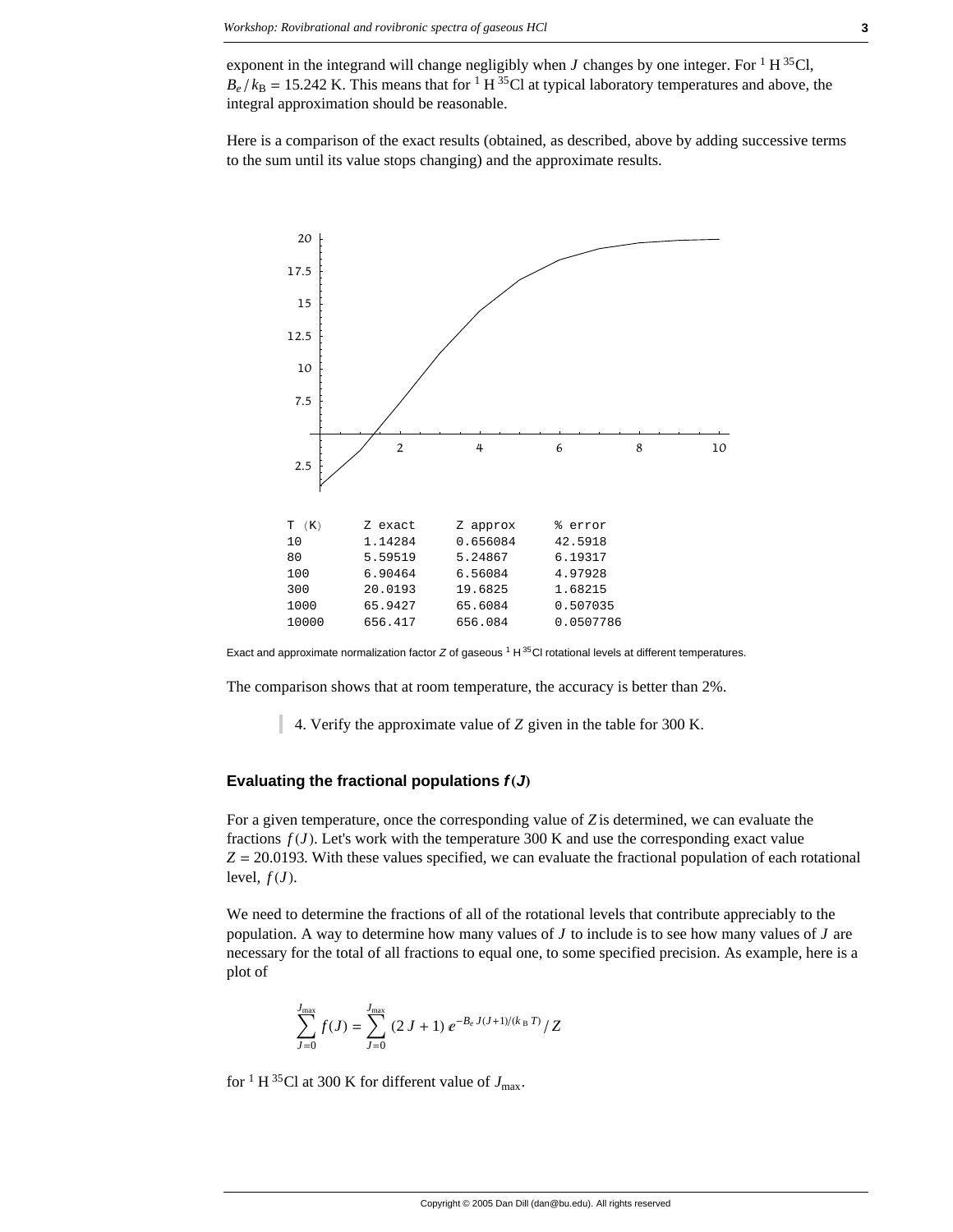exponent in the integrand will change negligibly when $J$ changes by one integer. For $^{1}H^{35}Cl$, $B_e / k_B = 15.242$ K. This means that for $^{1}H^{35}Cl$ at typical laboratory temperatures and above, the integral approximation should be reasonable.

Here is a comparison of the exact results (obtained, as described, above by adding successive terms to the sum until its value stops changing) and the approximate results.

| T (K) | Z exact | Z approx | % error |
|---|---|---|---|
| 10 | 1.14284 | 0.656084 | 42.5918 |
| 80 | 5.59519 | 5.24867 | 6.19317 |
| 100 | 6.90464 | 6.56084 | 4.97928 |
| 300 | 20.0193 | 19.6825 | 1.68215 |
| 1000 | 65.9427 | 65.6084 | 0.507035 |
| 10000 | 656.417 | 656.084 | 0.0507786 |

Exact and approximate normalization factor $Z$ of gaseous $^{1}H^{35}Cl$ rotational levels at different temperatures.

The comparison shows that at room temperature, the accuracy is better than 2%.

> 4. Verify the approximate value of $Z$ given in the table for 300 K.

### Evaluating the fractional populations $f(J)$

For a given temperature, once the corresponding value of $Z$ is determined, we can evaluate the fractions $f(J)$. Let's work with the temperature 300 K and use the corresponding exact value $Z = 20.0193$. With these values specified, we can evaluate the fractional population of each rotational level, $f(J)$.

We need to determine the fractions of all of the rotational levels that contribute appreciably to the population. A way to determine how many values of $J$ to include is to see how many values of $J$ are necessary for the total of all fractions to equal one, to some specified precision. As example, here is a plot of

$$\sum_{J=0}^{J_{\max}} f(J) = \sum_{J=0}^{J_{\max}} (2J+1)\, e^{-B_e J(J+1)/(k_B T)} / Z$$

for $^{1}H^{35}Cl$ at 300 K for different value of $J_{\max}$.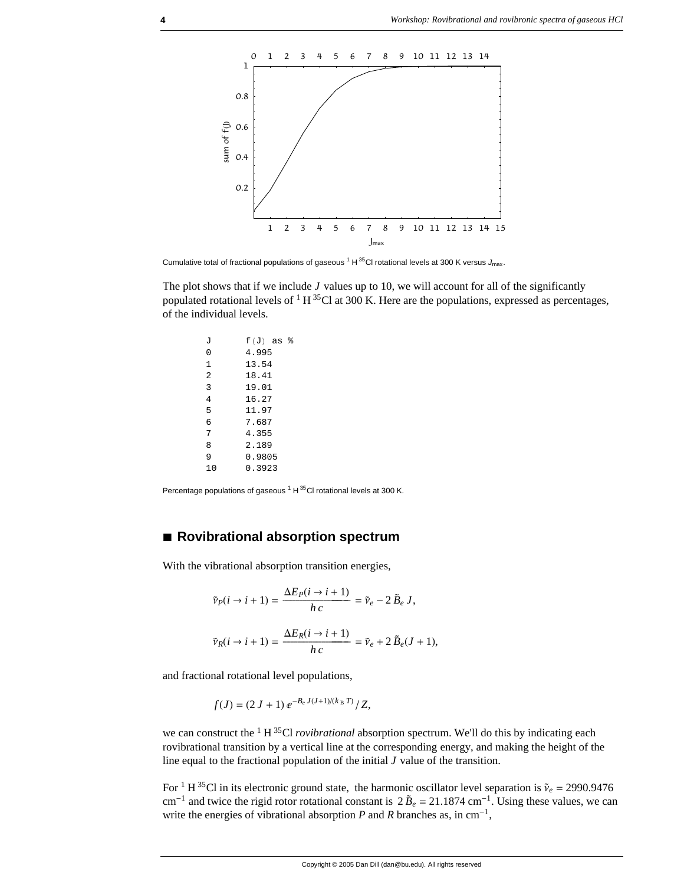Cumulative total of fractional populations of gaseous $^1H^{35}Cl$ rotational levels at 300 K versus $J_{max}$.

The plot shows that if we include $J$ values up to 10, we will account for all of the significantly populated rotational levels of $^1H^{35}Cl$ at 300 K. Here are the populations, expressed as percentages, of the individual levels.

| J | f(J) as % |
|---|---|
| 0 | 4.995 |
| 1 | 13.54 |
| 2 | 18.41 |
| 3 | 19.01 |
| 4 | 16.27 |
| 5 | 11.97 |
| 6 | 7.687 |
| 7 | 4.355 |
| 8 | 2.189 |
| 9 | 0.9805 |
| 10 | 0.3923 |

Percentage populations of gaseous $^1H^{35}Cl$ rotational levels at 300 K.

## ■ Rovibrational absorption spectrum

With the vibrational absorption transition energies,

$$\tilde{\nu}_P(i \to i+1) = \frac{\Delta E_P(i \to i+1)}{h\,c} = \tilde{\nu}_e - 2\,\tilde{B}_e\,J,$$

$$\tilde{\nu}_R(i \to i+1) = \frac{\Delta E_R(i \to i+1)}{h\,c} = \tilde{\nu}_e + 2\,\tilde{B}_e(J+1),$$

and fractional rotational level populations,

$$f(J) = (2\,J+1)\,e^{-B_e\,J(J+1)/(k_B\,T)}\,/\,Z,$$

we can construct the $^1H^{35}Cl$ *rovibrational* absorption spectrum. We'll do this by indicating each rovibrational transition by a vertical line at the corresponding energy, and making the height of the line equal to the fractional population of the initial $J$ value of the transition.

For $^1H^{35}Cl$ in its electronic ground state, the harmonic oscillator level separation is $\tilde{\nu}_e = 2990.9476$ cm$^{-1}$ and twice the rigid rotor rotational constant is $2\,\tilde{B}_e = 21.1874$ cm$^{-1}$. Using these values, we can write the energies of vibrational absorption $P$ and $R$ branches as, in cm$^{-1}$,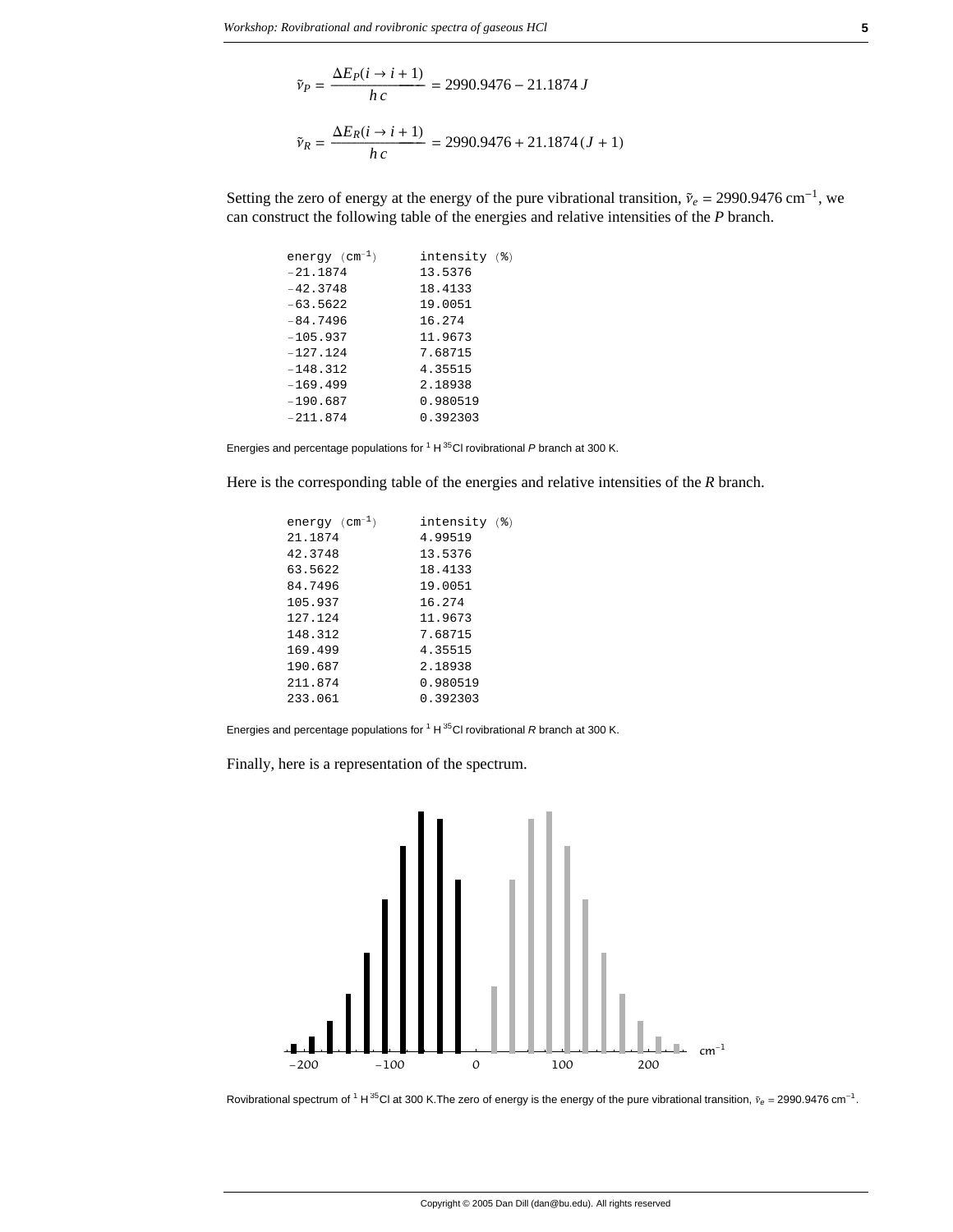$$\tilde{\nu}_P = \frac{\Delta E_P(i \to i+1)}{h\,c} = 2990.9476 - 21.1874\,J$$

$$\tilde{\nu}_R = \frac{\Delta E_R(i \to i+1)}{h\,c} = 2990.9476 + 21.1874\,(J+1)$$

Setting the zero of energy at the energy of the pure vibrational transition, $\tilde{\nu}_e = 2990.9476\ \text{cm}^{-1}$, we can construct the following table of the energies and relative intensities of the *P* branch.

| energy ($\text{cm}^{-1}$) | intensity (%) |
|---|---|
| −21.1874 | 13.5376 |
| −42.3748 | 18.4133 |
| −63.5622 | 19.0051 |
| −84.7496 | 16.274 |
| −105.937 | 11.9673 |
| −127.124 | 7.68715 |
| −148.312 | 4.35515 |
| −169.499 | 2.18938 |
| −190.687 | 0.980519 |
| −211.874 | 0.392303 |

Energies and percentage populations for $^{1}H\,^{35}Cl$ rovibrational *P* branch at 300 K.

Here is the corresponding table of the energies and relative intensities of the *R* branch.

| energy ($\text{cm}^{-1}$) | intensity (%) |
|---|---|
| 21.1874 | 4.99519 |
| 42.3748 | 13.5376 |
| 63.5622 | 18.4133 |
| 84.7496 | 19.0051 |
| 105.937 | 16.274 |
| 127.124 | 11.9673 |
| 148.312 | 7.68715 |
| 169.499 | 4.35515 |
| 190.687 | 2.18938 |
| 211.874 | 0.980519 |
| 233.061 | 0.392303 |

Energies and percentage populations for $^{1}H\,^{35}Cl$ rovibrational *R* branch at 300 K.

Finally, here is a representation of the spectrum.

Rovibrational spectrum of $^{1}H\,^{35}Cl$ at 300 K. The zero of energy is the energy of the pure vibrational transition, $\tilde{\nu}_e = 2990.9476\ \text{cm}^{-1}$.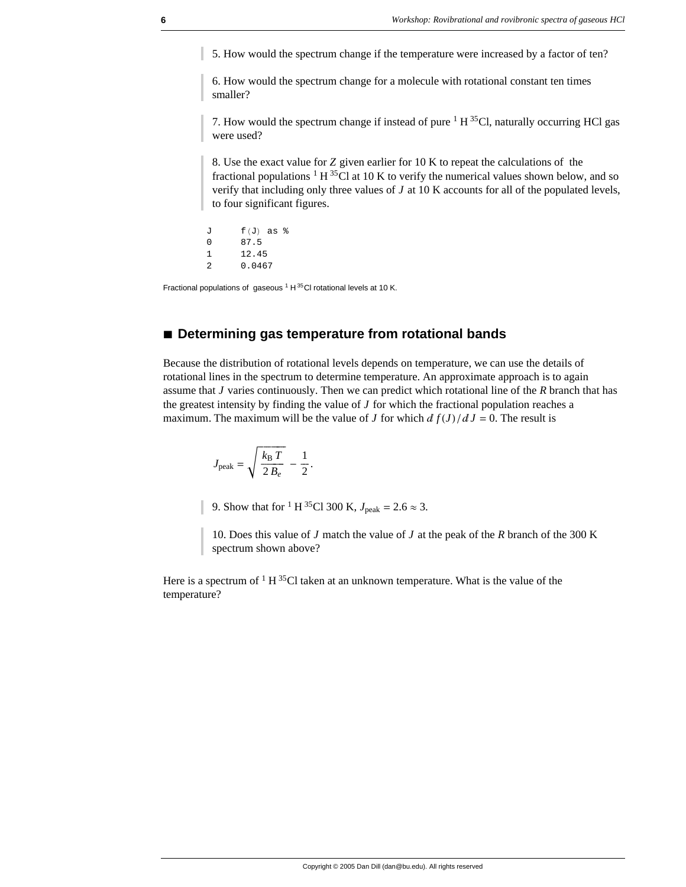5. How would the spectrum change if the temperature were increased by a factor of ten?

6. How would the spectrum change for a molecule with rotational constant ten times smaller?

7. How would the spectrum change if instead of pure $^1H^{35}Cl$, naturally occurring HCl gas were used?

8. Use the exact value for $Z$ given earlier for 10 K to repeat the calculations of the fractional populations $^1H^{35}Cl$ at 10 K to verify the numerical values shown below, and so verify that including only three values of $J$ at 10 K accounts for all of the populated levels, to four significant figures.

| J | f(J) as % |
|---|---|
| 0 | 87.5 |
| 1 | 12.45 |
| 2 | 0.0467 |

Fractional populations of gaseous $^1H^{35}Cl$ rotational levels at 10 K.

## ■ Determining gas temperature from rotational bands

Because the distribution of rotational levels depends on temperature, we can use the details of rotational lines in the spectrum to determine temperature. An approximate approach is to again assume that $J$ varies continuously. Then we can predict which rotational line of the $R$ branch that has the greatest intensity by finding the value of $J$ for which the fractional population reaches a maximum. The maximum will be the value of $J$ for which $d f(J)/dJ = 0$. The result is

$$J_{\text{peak}} = \sqrt{\frac{k_B T}{2 B_e}} - \frac{1}{2}.$$

9. Show that for $^1H^{35}Cl$ 300 K, $J_{\text{peak}} = 2.6 \approx 3$.

10. Does this value of $J$ match the value of $J$ at the peak of the $R$ branch of the 300 K spectrum shown above?

Here is a spectrum of $^1H^{35}Cl$ taken at an unknown temperature. What is the value of the temperature?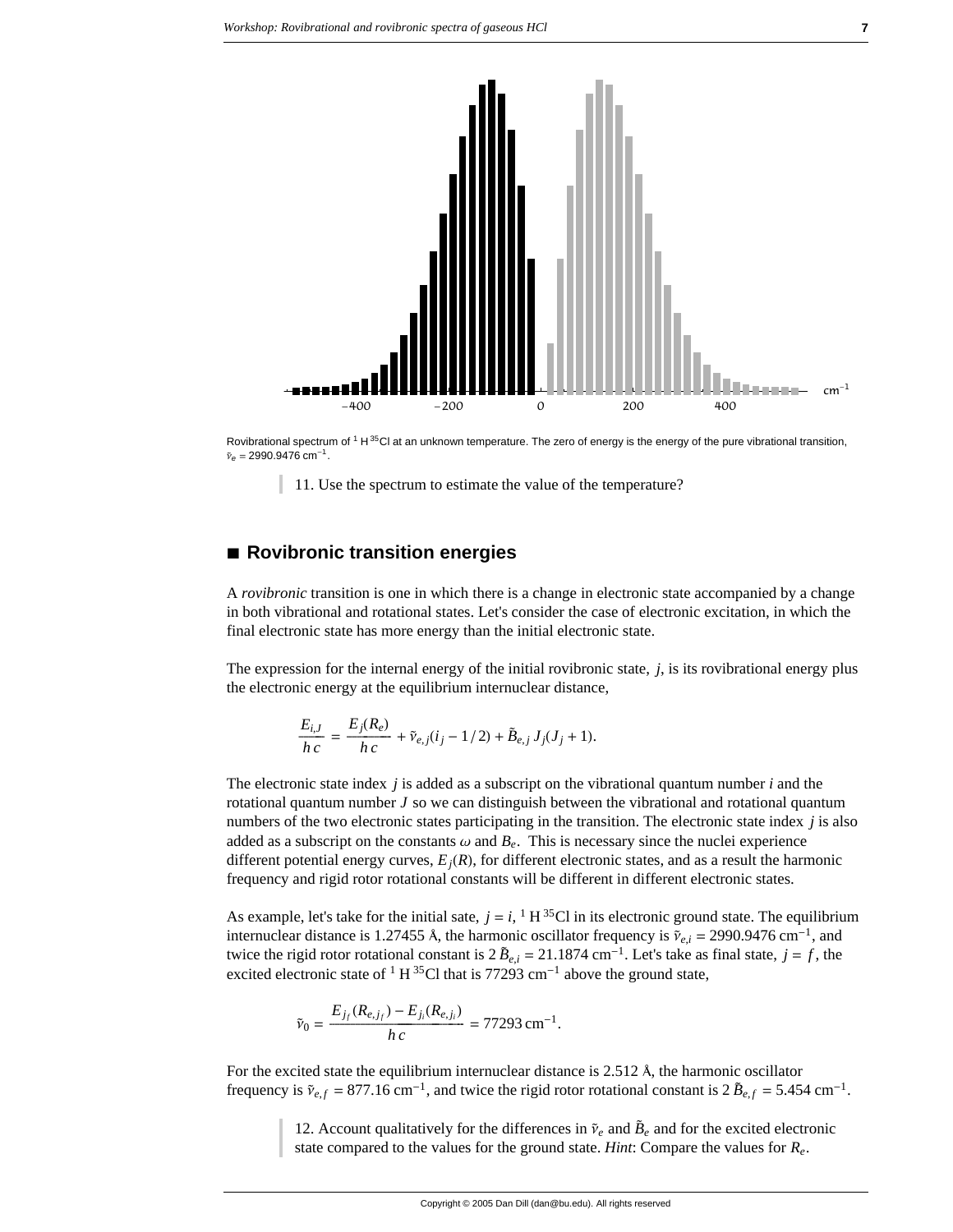Rovibrational spectrum of ${}^1H^{35}Cl$ at an unknown temperature. The zero of energy is the energy of the pure vibrational transition, $\tilde{\nu}_e = 2990.9476\ \text{cm}^{-1}$.

> 11. Use the spectrum to estimate the value of the temperature?

## ■ Rovibronic transition energies

A *rovibronic* transition is one in which there is a change in electronic state accompanied by a change in both vibrational and rotational states. Let's consider the case of electronic excitation, in which the final electronic state has more energy than the initial electronic state.

The expression for the internal energy of the initial rovibronic state, $j$, is its rovibrational energy plus the electronic energy at the equilibrium internuclear distance,

$$\frac{E_{i,J}}{h\,c} = \frac{E_j(R_e)}{h\,c} + \tilde{\nu}_{e,j}(i_j - 1/2) + \tilde{B}_{e,j}\,J_j(J_j + 1).$$

The electronic state index $j$ is added as a subscript on the vibrational quantum number $i$ and the rotational quantum number $J$ so we can distinguish between the vibrational and rotational quantum numbers of the two electronic states participating in the transition. The electronic state index $j$ is also added as a subscript on the constants $\omega$ and $B_e$. This is necessary since the nuclei experience different potential energy curves, $E_j(R)$, for different electronic states, and as a result the harmonic frequency and rigid rotor rotational constants will be different in different electronic states.

As example, let's take for the initial sate, $j = i$, ${}^1H^{35}Cl$ in its electronic ground state. The equilibrium internuclear distance is 1.27455 Å, the harmonic oscillator frequency is $\tilde{\nu}_{e,i} = 2990.9476\ \text{cm}^{-1}$, and twice the rigid rotor rotational constant is $2\,\tilde{B}_{e,i} = 21.1874\ \text{cm}^{-1}$. Let's take as final state, $j = f$, the excited electronic state of ${}^1H^{35}Cl$ that is $77293\ \text{cm}^{-1}$ above the ground state,

$$\tilde{\nu}_0 = \frac{E_{j_f}(R_{e,j_f}) - E_{j_i}(R_{e,j_i})}{h\,c} = 77293\,\text{cm}^{-1}.$$

For the excited state the equilibrium internuclear distance is 2.512 Å, the harmonic oscillator frequency is $\tilde{\nu}_{e,f} = 877.16\ \text{cm}^{-1}$, and twice the rigid rotor rotational constant is $2\,\tilde{B}_{e,f} = 5.454\ \text{cm}^{-1}$.

> 12. Account qualitatively for the differences in $\tilde{\nu}_e$ and $\tilde{B}_e$ and for the excited electronic state compared to the values for the ground state. *Hint*: Compare the values for $R_e$.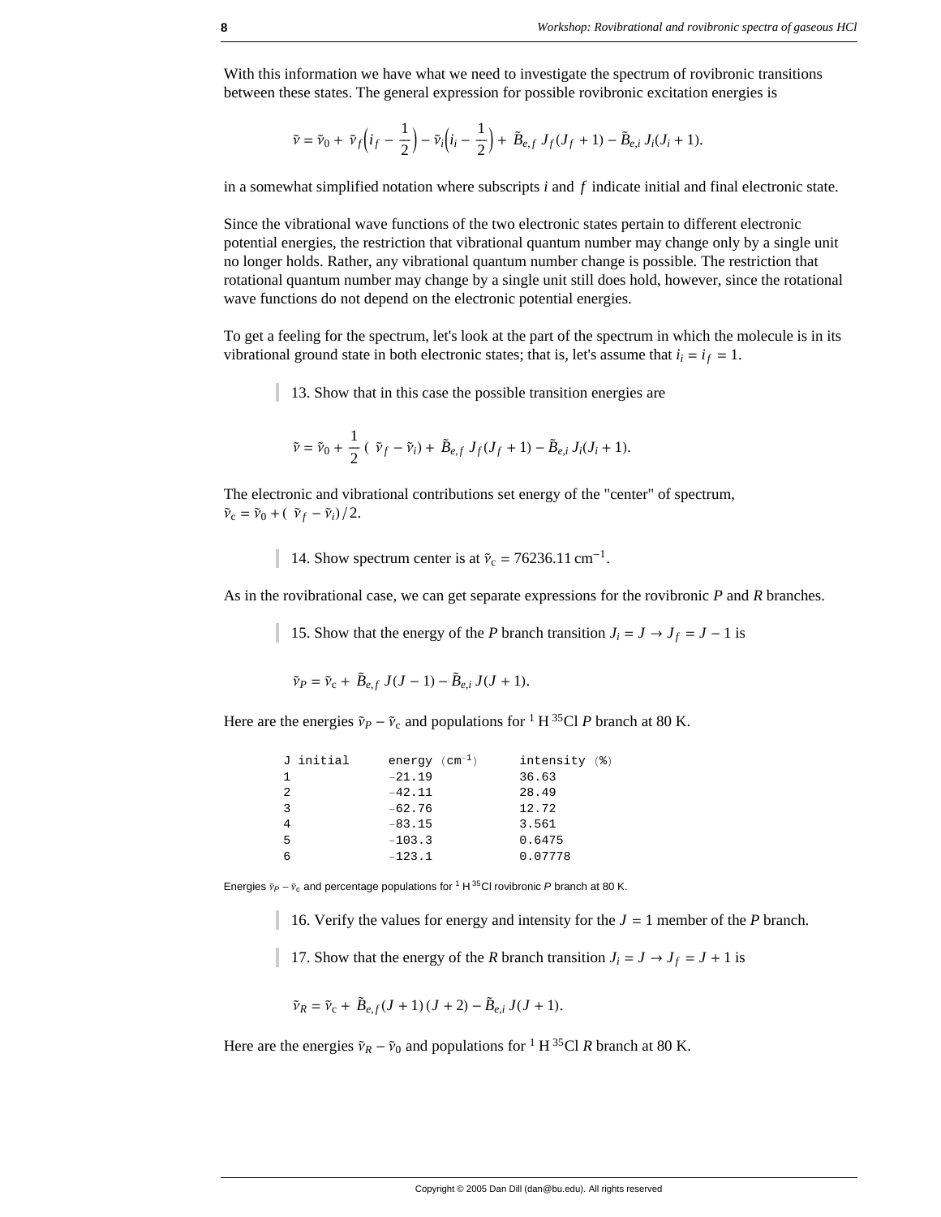With this information we have what we need to investigate the spectrum of rovibronic transitions between these states. The general expression for possible rovibronic excitation energies is

$$\tilde{\nu} = \tilde{\nu}_0 + \tilde{\nu}_f\left(i_f - \frac{1}{2}\right) - \tilde{\nu}_i\left(i_i - \frac{1}{2}\right) + \tilde{B}_{e,f}\, J_f(J_f + 1) - \tilde{B}_{e,i}\, J_i(J_i + 1).$$

in a somewhat simplified notation where subscripts $i$ and $f$ indicate initial and final electronic state.

Since the vibrational wave functions of the two electronic states pertain to different electronic potential energies, the restriction that vibrational quantum number may change only by a single unit no longer holds. Rather, any vibrational quantum number change is possible. The restriction that rotational quantum number may change by a single unit still does hold, however, since the rotational wave functions do not depend on the electronic potential energies.

To get a feeling for the spectrum, let's look at the part of the spectrum in which the molecule is in its vibrational ground state in both electronic states; that is, let's assume that $i_i = i_f = 1$.

> 13. Show that in this case the possible transition energies are

$$\tilde{\nu} = \tilde{\nu}_0 + \frac{1}{2}\,(\tilde{\nu}_f - \tilde{\nu}_i) + \tilde{B}_{e,f}\, J_f(J_f + 1) - \tilde{B}_{e,i}\, J_i(J_i + 1).$$

The electronic and vibrational contributions set energy of the "center" of spectrum, $\tilde{\nu}_c = \tilde{\nu}_0 + (\tilde{\nu}_f - \tilde{\nu}_i)/2$.

> 14. Show spectrum center is at $\tilde{\nu}_c = 76236.11\ \text{cm}^{-1}$.

As in the rovibrational case, we can get separate expressions for the rovibronic *P* and *R* branches.

> 15. Show that the energy of the *P* branch transition $J_i = J \to J_f = J - 1$ is

$$\tilde{\nu}_P = \tilde{\nu}_c + \tilde{B}_{e,f}\, J(J-1) - \tilde{B}_{e,i}\, J(J+1).$$

Here are the energies $\tilde{\nu}_P - \tilde{\nu}_c$ and populations for $^{1}H\,^{35}Cl$ *P* branch at 80 K.

| J initial | energy (cm$^{-1}$) | intensity (%) |
|---|---|---|
| 1 | −21.19 | 36.63 |
| 2 | −42.11 | 28.49 |
| 3 | −62.76 | 12.72 |
| 4 | −83.15 | 3.561 |
| 5 | −103.3 | 0.6475 |
| 6 | −123.1 | 0.07778 |

Energies $\tilde{\nu}_P - \tilde{\nu}_c$ and percentage populations for $^{1}H\,^{35}Cl$ rovibronic *P* branch at 80 K.

> 16. Verify the values for energy and intensity for the $J = 1$ member of the *P* branch.

> 17. Show that the energy of the *R* branch transition $J_i = J \to J_f = J + 1$ is

$$\tilde{\nu}_R = \tilde{\nu}_c + \tilde{B}_{e,f}(J+1)(J+2) - \tilde{B}_{e,i}\, J(J+1).$$

Here are the energies $\tilde{\nu}_R - \tilde{\nu}_0$ and populations for $^{1}H\,^{35}Cl$ *R* branch at 80 K.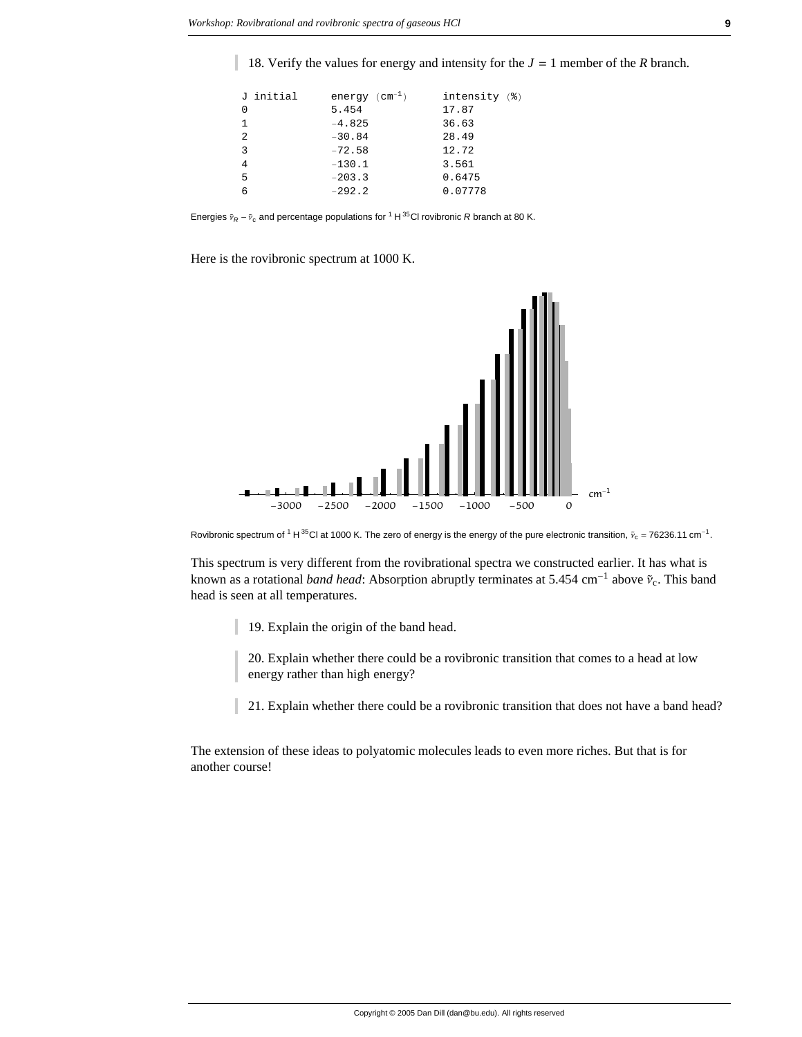18. Verify the values for energy and intensity for the $J = 1$ member of the $R$ branch.

| J initial | energy (cm$^{-1}$) | intensity (%) |
| --- | --- | --- |
| 0 | 5.454 | 17.87 |
| 1 | −4.825 | 36.63 |
| 2 | −30.84 | 28.49 |
| 3 | −72.58 | 12.72 |
| 4 | −130.1 | 3.561 |
| 5 | −203.3 | 0.6475 |
| 6 | −292.2 | 0.07778 |

Energies $\tilde{\nu}_R - \tilde{\nu}_c$ and percentage populations for $^1H^{35}Cl$ rovibronic $R$ branch at 80 K.

Here is the rovibronic spectrum at 1000 K.

cm$^{-1}$
−3000 −2500 −2000 −1500 −1000 −500 0

Rovibronic spectrum of $^1H^{35}Cl$ at 1000 K. The zero of energy is the energy of the pure electronic transition, $\tilde{\nu}_c$ = 76236.11 cm$^{-1}$.

This spectrum is very different from the rovibrational spectra we constructed earlier. It has what is known as a rotational *band head*: Absorption abruptly terminates at 5.454 cm$^{-1}$ above $\tilde{\nu}_c$. This band head is seen at all temperatures.

19. Explain the origin of the band head.

20. Explain whether there could be a rovibronic transition that comes to a head at low energy rather than high energy?

21. Explain whether there could be a rovibronic transition that does not have a band head?

The extension of these ideas to polyatomic molecules leads to even more riches. But that is for another course!